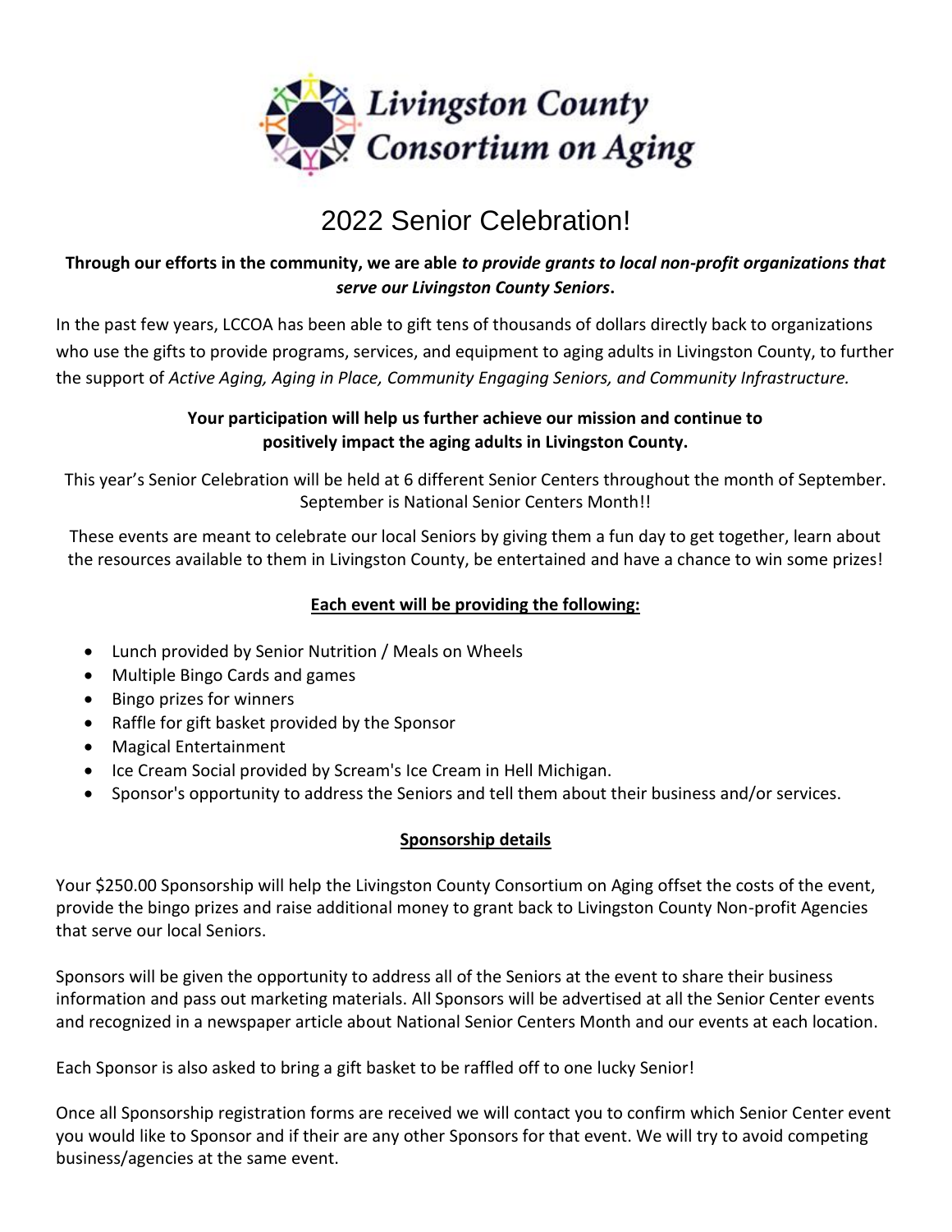**Livingston County Consortium on Aging**

# 2022 Senior Celebration!

**Through our efforts in the community, we are able *to provide grants to local non-profit organizations that serve our Livingston County Seniors*.**

In the past few years, LCCOA has been able to gift tens of thousands of dollars directly back to organizations who use the gifts to provide programs, services, and equipment to aging adults in Livingston County, to further the support of *Active Aging, Aging in Place, Community Engaging Seniors, and Community Infrastructure.*

**Your participation will help us further achieve our mission and continue to positively impact the aging adults in Livingston County.**

This year's Senior Celebration will be held at 6 different Senior Centers throughout the month of September. September is National Senior Centers Month!!

These events are meant to celebrate our local Seniors by giving them a fun day to get together, learn about the resources available to them in Livingston County, be entertained and have a chance to win some prizes!

**Each event will be providing the following:**

- Lunch provided by Senior Nutrition / Meals on Wheels
- Multiple Bingo Cards and games
- Bingo prizes for winners
- Raffle for gift basket provided by the Sponsor
- Magical Entertainment
- Ice Cream Social provided by Scream's Ice Cream in Hell Michigan.
- Sponsor's opportunity to address the Seniors and tell them about their business and/or services.

**Sponsorship details**

Your $250.00 Sponsorship will help the Livingston County Consortium on Aging offset the costs of the event, provide the bingo prizes and raise additional money to grant back to Livingston County Non-profit Agencies that serve our local Seniors.

Sponsors will be given the opportunity to address all of the Seniors at the event to share their business information and pass out marketing materials. All Sponsors will be advertised at all the Senior Center events and recognized in a newspaper article about National Senior Centers Month and our events at each location.

Each Sponsor is also asked to bring a gift basket to be raffled off to one lucky Senior!

Once all Sponsorship registration forms are received we will contact you to confirm which Senior Center event you would like to Sponsor and if their are any other Sponsors for that event. We will try to avoid competing business/agencies at the same event.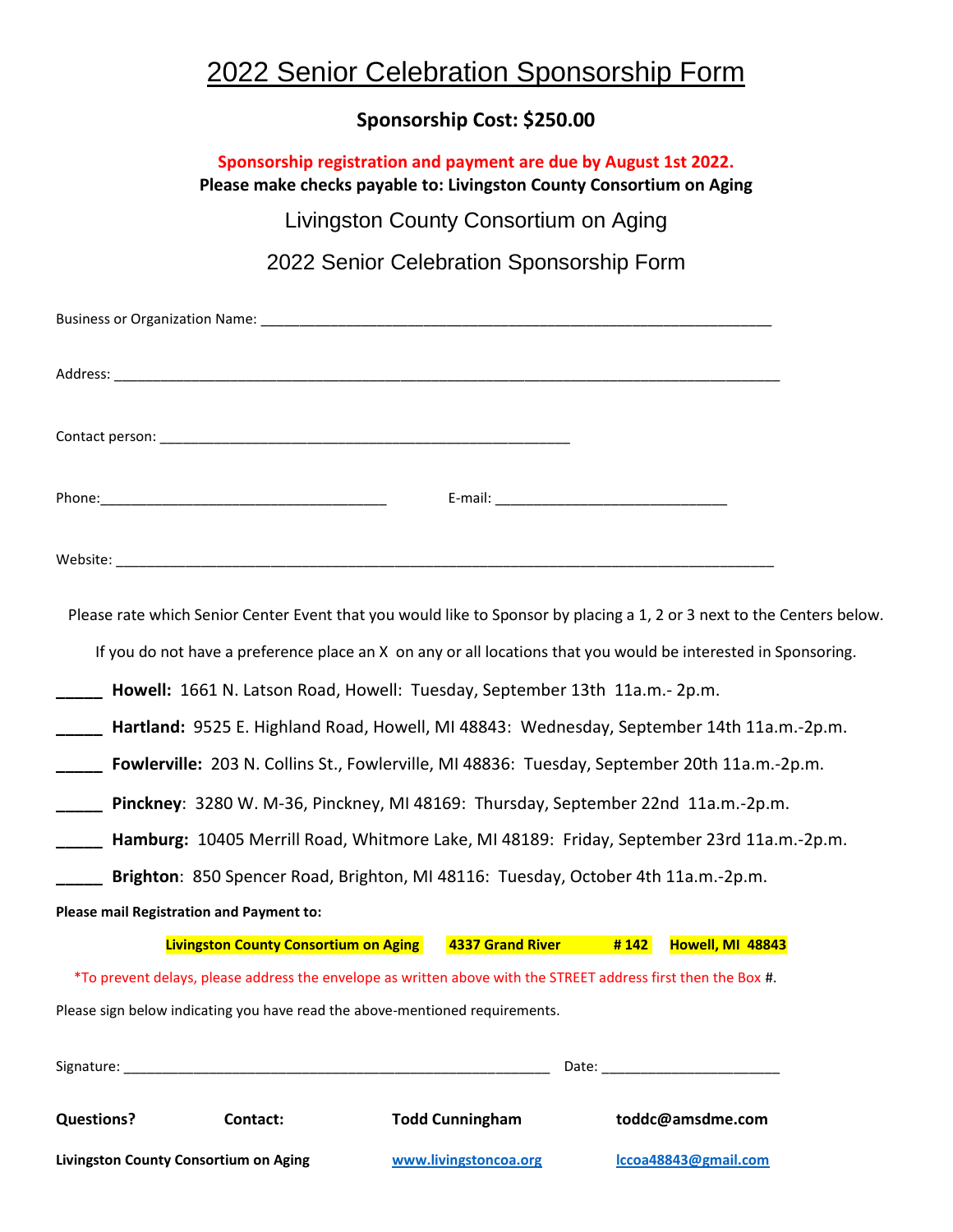# 2022 Senior Celebration Sponsorship Form

**Sponsorship Cost: $250.00**

**Sponsorship registration and payment are due by August 1st 2022.**
**Please make checks payable to: Livingston County Consortium on Aging**

Livingston County Consortium on Aging

2022 Senior Celebration Sponsorship Form

Business or Organization Name: ___________________________________________________________________

Address: ___________________________________________________________________________________________

Contact person: _______________________________________________________

Phone:_____________________________________ E-mail: ______________________________

Website: __________________________________________________________________________________________

Please rate which Senior Center Event that you would like to Sponsor by placing a 1, 2 or 3 next to the Centers below.

If you do not have a preference place an X on any or all locations that you would be interested in Sponsoring.

_____ **Howell:** 1661 N. Latson Road, Howell: Tuesday, September 13th 11a.m.- 2p.m.

_____ **Hartland:** 9525 E. Highland Road, Howell, MI 48843: Wednesday, September 14th 11a.m.-2p.m.

_____ **Fowlerville:** 203 N. Collins St., Fowlerville, MI 48836: Tuesday, September 20th 11a.m.-2p.m.

_____ **Pinckney**: 3280 W. M-36, Pinckney, MI 48169: Thursday, September 22nd 11a.m.-2p.m.

_____ **Hamburg:** 10405 Merrill Road, Whitmore Lake, MI 48189: Friday, September 23rd 11a.m.-2p.m.

_____ **Brighton**: 850 Spencer Road, Brighton, MI 48116: Tuesday, October 4th 11a.m.-2p.m.

**Please mail Registration and Payment to:**

**Livingston County Consortium on Aging 4337 Grand River # 142 Howell, MI 48843**

*To prevent delays, please address the envelope as written above with the STREET address first then the Box #.

Please sign below indicating you have read the above-mentioned requirements.

Signature: ________________________________________________________ Date: _______________________

**Questions?** **Contact:** **Todd Cunningham** **toddc@amsdme.com**

**Livingston County Consortium on Aging** **www.livingstoncoa.org** **lccoa48843@gmail.com**